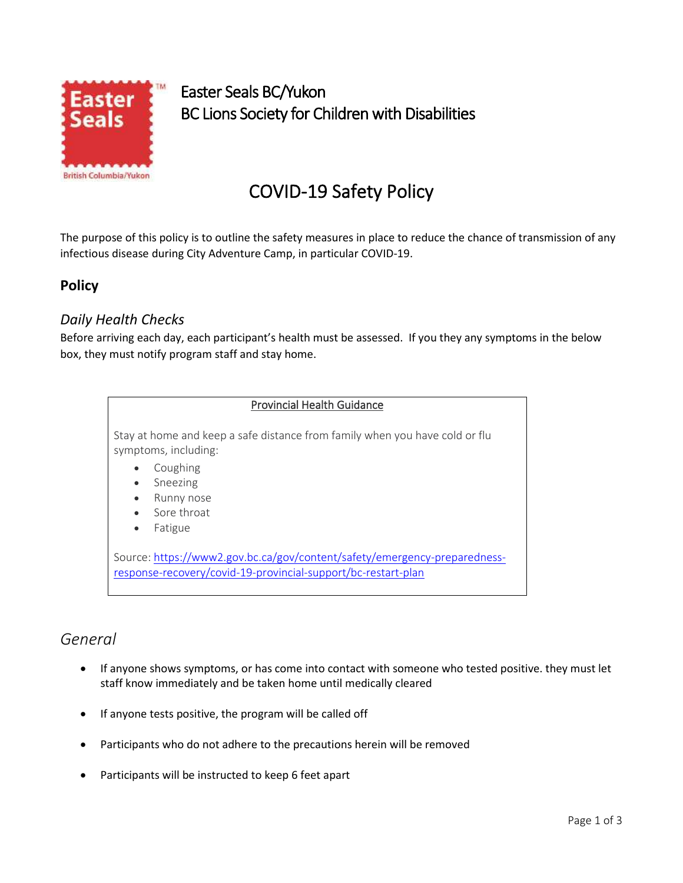Easter Seals BC/Yukon
BC Lions Society for Children with Disabilities

# COVID-19 Safety Policy

The purpose of this policy is to outline the safety measures in place to reduce the chance of transmission of any infectious disease during City Adventure Camp, in particular COVID-19.

## Policy

### *Daily Health Checks*

Before arriving each day, each participant's health must be assessed. If you they any symptoms in the below box, they must notify program staff and stay home.

> <u>Provincial Health Guidance</u>
>
> Stay at home and keep a safe distance from family when you have cold or flu symptoms, including:
>
> - Coughing
> - Sneezing
> - Runny nose
> - Sore throat
> - Fatigue
>
> Source: https://www2.gov.bc.ca/gov/content/safety/emergency-preparedness-response-recovery/covid-19-provincial-support/bc-restart-plan

## *General*

- If anyone shows symptoms, or has come into contact with someone who tested positive. they must let staff know immediately and be taken home until medically cleared
- If anyone tests positive, the program will be called off
- Participants who do not adhere to the precautions herein will be removed
- Participants will be instructed to keep 6 feet apart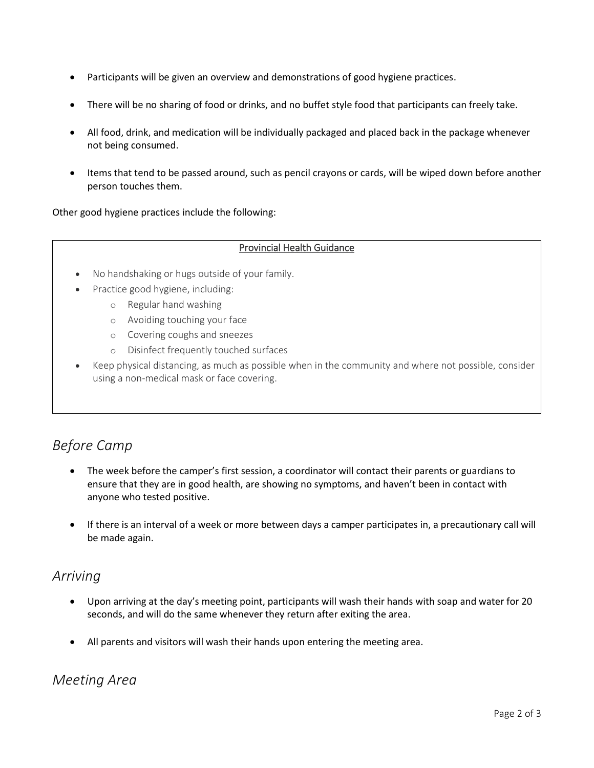- Participants will be given an overview and demonstrations of good hygiene practices.
- There will be no sharing of food or drinks, and no buffet style food that participants can freely take.
- All food, drink, and medication will be individually packaged and placed back in the package whenever not being consumed.
- Items that tend to be passed around, such as pencil crayons or cards, will be wiped down before another person touches them.

Other good hygiene practices include the following:

> <u>Provincial Health Guidance</u>
>
> - No handshaking or hugs outside of your family.
> - Practice good hygiene, including:
>   - Regular hand washing
>   - Avoiding touching your face
>   - Covering coughs and sneezes
>   - Disinfect frequently touched surfaces
> - Keep physical distancing, as much as possible when in the community and where not possible, consider using a non-medical mask or face covering.

## *Before Camp*

- The week before the camper's first session, a coordinator will contact their parents or guardians to ensure that they are in good health, are showing no symptoms, and haven't been in contact with anyone who tested positive.
- If there is an interval of a week or more between days a camper participates in, a precautionary call will be made again.

## *Arriving*

- Upon arriving at the day's meeting point, participants will wash their hands with soap and water for 20 seconds, and will do the same whenever they return after exiting the area.
- All parents and visitors will wash their hands upon entering the meeting area.

## *Meeting Area*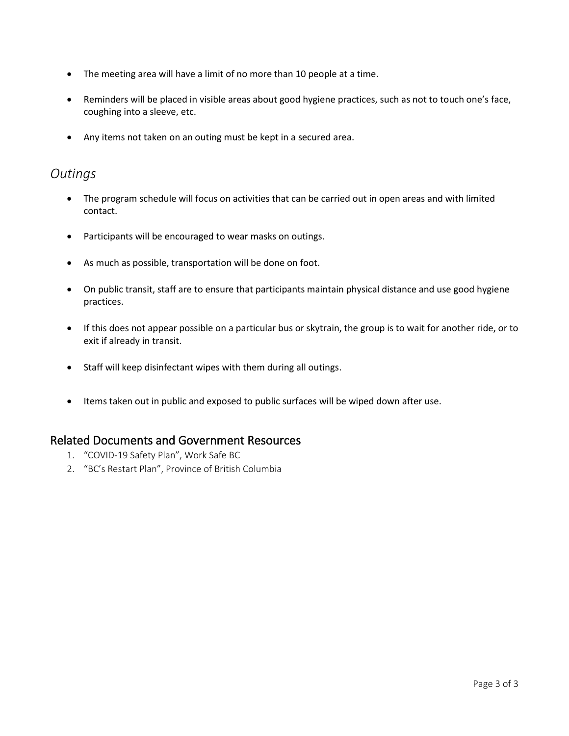- The meeting area will have a limit of no more than 10 people at a time.

- Reminders will be placed in visible areas about good hygiene practices, such as not to touch one's face, coughing into a sleeve, etc.

- Any items not taken on an outing must be kept in a secured area.

### *Outings*

- The program schedule will focus on activities that can be carried out in open areas and with limited contact.

- Participants will be encouraged to wear masks on outings.

- As much as possible, transportation will be done on foot.

- On public transit, staff are to ensure that participants maintain physical distance and use good hygiene practices.

- If this does not appear possible on a particular bus or skytrain, the group is to wait for another ride, or to exit if already in transit.

- Staff will keep disinfectant wipes with them during all outings.

- Items taken out in public and exposed to public surfaces will be wiped down after use.

## Related Documents and Government Resources

1. "COVID-19 Safety Plan", Work Safe BC
2. "BC's Restart Plan", Province of British Columbia